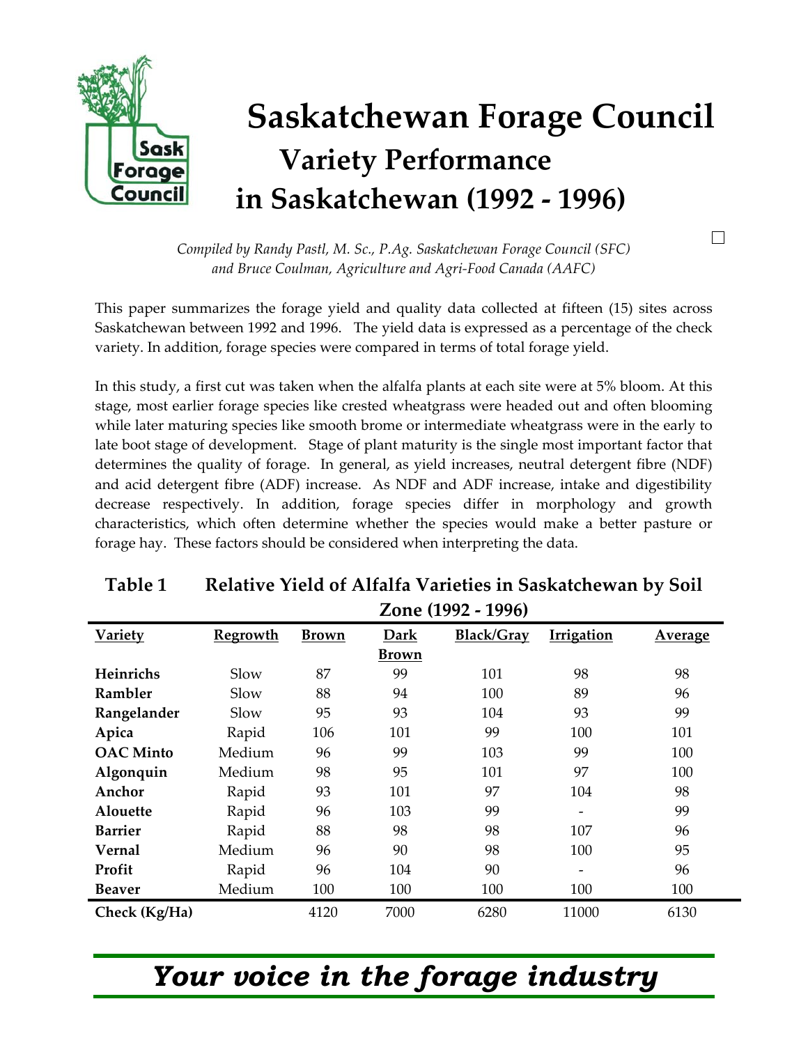# Saskatchewan Forage Council Variety Performance in Saskatchewan (1992 - 1996)

*Compiled by Randy Pastl, M. Sc., P.Ag. Saskatchewan Forage Council (SFC) and Bruce Coulman, Agriculture and Agri-Food Canada (AAFC)*

This paper summarizes the forage yield and quality data collected at fifteen (15) sites across Saskatchewan between 1992 and 1996. The yield data is expressed as a percentage of the check variety. In addition, forage species were compared in terms of total forage yield.

In this study, a first cut was taken when the alfalfa plants at each site were at 5% bloom. At this stage, most earlier forage species like crested wheatgrass were headed out and often blooming while later maturing species like smooth brome or intermediate wheatgrass were in the early to late boot stage of development. Stage of plant maturity is the single most important factor that determines the quality of forage. In general, as yield increases, neutral detergent fibre (NDF) and acid detergent fibre (ADF) increase. As NDF and ADF increase, intake and digestibility decrease respectively. In addition, forage species differ in morphology and growth characteristics, which often determine whether the species would make a better pasture or forage hay. These factors should be considered when interpreting the data.

**Table 1 Relative Yield of Alfalfa Varieties in Saskatchewan by Soil Zone (1992 - 1996)**

| Variety | Regrowth | Brown | Dark Brown | Black/Gray | Irrigation | Average |
|---|---|---|---|---|---|---|
| **Heinrichs** | Slow | 87 | 99 | 101 | 98 | 98 |
| **Rambler** | Slow | 88 | 94 | 100 | 89 | 96 |
| **Rangelander** | Slow | 95 | 93 | 104 | 93 | 99 |
| **Apica** | Rapid | 106 | 101 | 99 | 100 | 101 |
| **OAC Minto** | Medium | 96 | 99 | 103 | 99 | 100 |
| **Algonquin** | Medium | 98 | 95 | 101 | 97 | 100 |
| **Anchor** | Rapid | 93 | 101 | 97 | 104 | 98 |
| **Alouette** | Rapid | 96 | 103 | 99 | - | 99 |
| **Barrier** | Rapid | 88 | 98 | 98 | 107 | 96 |
| **Vernal** | Medium | 96 | 90 | 98 | 100 | 95 |
| **Profit** | Rapid | 96 | 104 | 90 | - | 96 |
| **Beaver** | Medium | 100 | 100 | 100 | 100 | 100 |
| **Check (Kg/Ha)** | | 4120 | 7000 | 6280 | 11000 | 6130 |

***Your voice in the forage industry***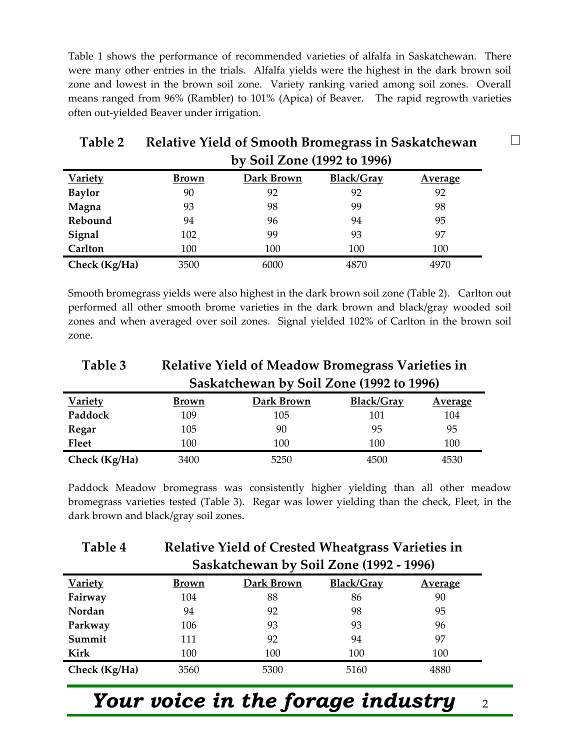Table 1 shows the performance of recommended varieties of alfalfa in Saskatchewan. There were many other entries in the trials. Alfalfa yields were the highest in the dark brown soil zone and lowest in the brown soil zone. Variety ranking varied among soil zones. Overall means ranged from 96% (Rambler) to 101% (Apica) of Beaver. The rapid regrowth varieties often out-yielded Beaver under irrigation.

**Table 2 Relative Yield of Smooth Bromegrass in Saskatchewan by Soil Zone (1992 to 1996)**

| Variety | Brown | Dark Brown | Black/Gray | Average |
|---|---|---|---|---|
| **Baylor** | 90 | 92 | 92 | 92 |
| **Magna** | 93 | 98 | 99 | 98 |
| **Rebound** | 94 | 96 | 94 | 95 |
| **Signal** | 102 | 99 | 93 | 97 |
| **Carlton** | 100 | 100 | 100 | 100 |
| **Check (Kg/Ha)** | 3500 | 6000 | 4870 | 4970 |

Smooth bromegrass yields were also highest in the dark brown soil zone (Table 2). Carlton out performed all other smooth brome varieties in the dark brown and black/gray wooded soil zones and when averaged over soil zones. Signal yielded 102% of Carlton in the brown soil zone.

**Table 3 Relative Yield of Meadow Bromegrass Varieties in Saskatchewan by Soil Zone (1992 to 1996)**

| Variety | Brown | Dark Brown | Black/Gray | Average |
|---|---|---|---|---|
| **Paddock** | 109 | 105 | 101 | 104 |
| **Regar** | 105 | 90 | 95 | 95 |
| **Fleet** | 100 | 100 | 100 | 100 |
| **Check (Kg/Ha)** | 3400 | 5250 | 4500 | 4530 |

Paddock Meadow bromegrass was consistently higher yielding than all other meadow bromegrass varieties tested (Table 3). Regar was lower yielding than the check, Fleet, in the dark brown and black/gray soil zones.

**Table 4 Relative Yield of Crested Wheatgrass Varieties in Saskatchewan by Soil Zone (1992 - 1996)**

| Variety | Brown | Dark Brown | Black/Gray | Average |
|---|---|---|---|---|
| **Fairway** | 104 | 88 | 86 | 90 |
| **Nordan** | 94 | 92 | 98 | 95 |
| **Parkway** | 106 | 93 | 93 | 96 |
| **Summit** | 111 | 92 | 94 | 97 |
| **Kirk** | 100 | 100 | 100 | 100 |
| **Check (Kg/Ha)** | 3560 | 5300 | 5160 | 4880 |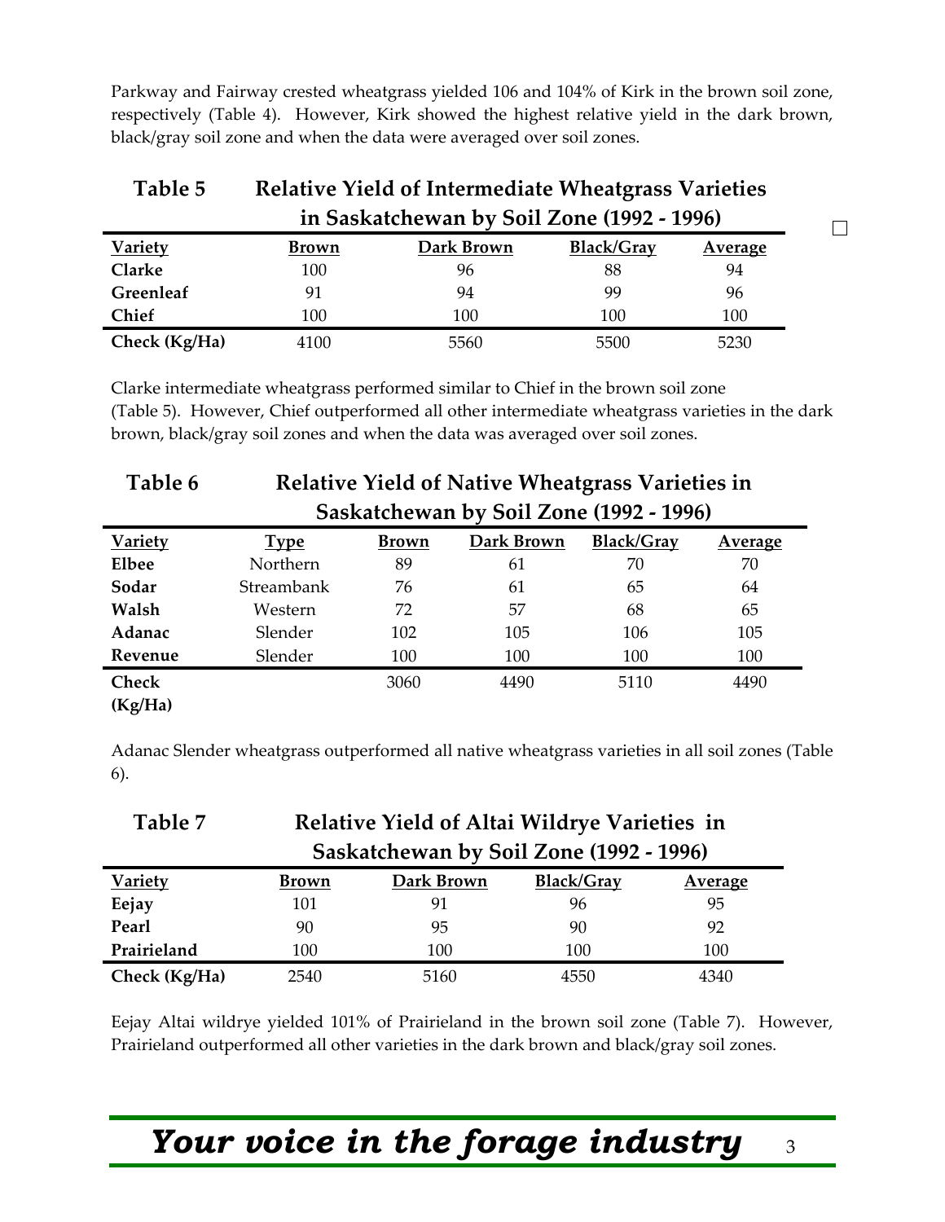Parkway and Fairway crested wheatgrass yielded 106 and 104% of Kirk in the brown soil zone, respectively (Table 4). However, Kirk showed the highest relative yield in the dark brown, black/gray soil zone and when the data were averaged over soil zones.

**Table 5 Relative Yield of Intermediate Wheatgrass Varieties in Saskatchewan by Soil Zone (1992 - 1996)**

| Variety | Brown | Dark Brown | Black/Gray | Average |
|---|---|---|---|---|
| **Clarke** | 100 | 96 | 88 | 94 |
| **Greenleaf** | 91 | 94 | 99 | 96 |
| **Chief** | 100 | 100 | 100 | 100 |
| **Check (Kg/Ha)** | 4100 | 5560 | 5500 | 5230 |

Clarke intermediate wheatgrass performed similar to Chief in the brown soil zone (Table 5). However, Chief outperformed all other intermediate wheatgrass varieties in the dark brown, black/gray soil zones and when the data was averaged over soil zones.

**Table 6 Relative Yield of Native Wheatgrass Varieties in Saskatchewan by Soil Zone (1992 - 1996)**

| Variety | Type | Brown | Dark Brown | Black/Gray | Average |
|---|---|---|---|---|---|
| **Elbee** | Northern | 89 | 61 | 70 | 70 |
| **Sodar** | Streambank | 76 | 61 | 65 | 64 |
| **Walsh** | Western | 72 | 57 | 68 | 65 |
| **Adanac** | Slender | 102 | 105 | 106 | 105 |
| **Revenue** | Slender | 100 | 100 | 100 | 100 |
| **Check (Kg/Ha)** | | 3060 | 4490 | 5110 | 4490 |

Adanac Slender wheatgrass outperformed all native wheatgrass varieties in all soil zones (Table 6).

**Table 7 Relative Yield of Altai Wildrye Varieties in Saskatchewan by Soil Zone (1992 - 1996)**

| Variety | Brown | Dark Brown | Black/Gray | Average |
|---|---|---|---|---|
| **Eejay** | 101 | 91 | 96 | 95 |
| **Pearl** | 90 | 95 | 90 | 92 |
| **Prairieland** | 100 | 100 | 100 | 100 |
| **Check (Kg/Ha)** | 2540 | 5160 | 4550 | 4340 |

Eejay Altai wildrye yielded 101% of Prairieland in the brown soil zone (Table 7). However, Prairieland outperformed all other varieties in the dark brown and black/gray soil zones.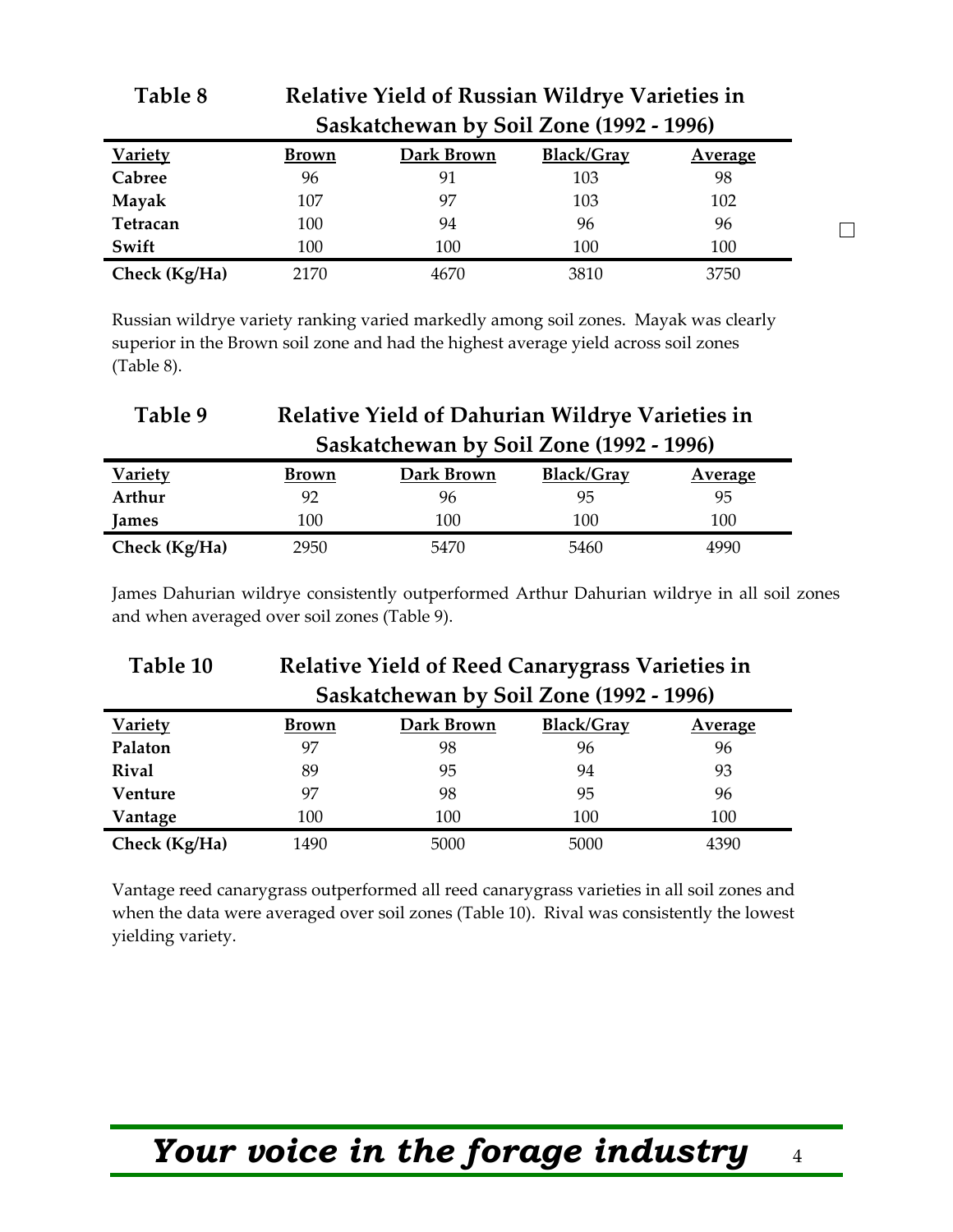**Table 8 Relative Yield of Russian Wildrye Varieties in Saskatchewan by Soil Zone (1992 - 1996)**

| Variety | Brown | Dark Brown | Black/Gray | Average |
|---|---|---|---|---|
| **Cabree** | 96 | 91 | 103 | 98 |
| **Mayak** | 107 | 97 | 103 | 102 |
| **Tetracan** | 100 | 94 | 96 | 96 |
| **Swift** | 100 | 100 | 100 | 100 |
| **Check (Kg/Ha)** | 2170 | 4670 | 3810 | 3750 |

Russian wildrye variety ranking varied markedly among soil zones. Mayak was clearly superior in the Brown soil zone and had the highest average yield across soil zones (Table 8).

**Table 9 Relative Yield of Dahurian Wildrye Varieties in Saskatchewan by Soil Zone (1992 - 1996)**

| Variety | Brown | Dark Brown | Black/Gray | Average |
|---|---|---|---|---|
| **Arthur** | 92 | 96 | 95 | 95 |
| **James** | 100 | 100 | 100 | 100 |
| **Check (Kg/Ha)** | 2950 | 5470 | 5460 | 4990 |

James Dahurian wildrye consistently outperformed Arthur Dahurian wildrye in all soil zones and when averaged over soil zones (Table 9).

**Table 10 Relative Yield of Reed Canarygrass Varieties in Saskatchewan by Soil Zone (1992 - 1996)**

| Variety | Brown | Dark Brown | Black/Gray | Average |
|---|---|---|---|---|
| **Palaton** | 97 | 98 | 96 | 96 |
| **Rival** | 89 | 95 | 94 | 93 |
| **Venture** | 97 | 98 | 95 | 96 |
| **Vantage** | 100 | 100 | 100 | 100 |
| **Check (Kg/Ha)** | 1490 | 5000 | 5000 | 4390 |

Vantage reed canarygrass outperformed all reed canarygrass varieties in all soil zones and when the data were averaged over soil zones (Table 10). Rival was consistently the lowest yielding variety.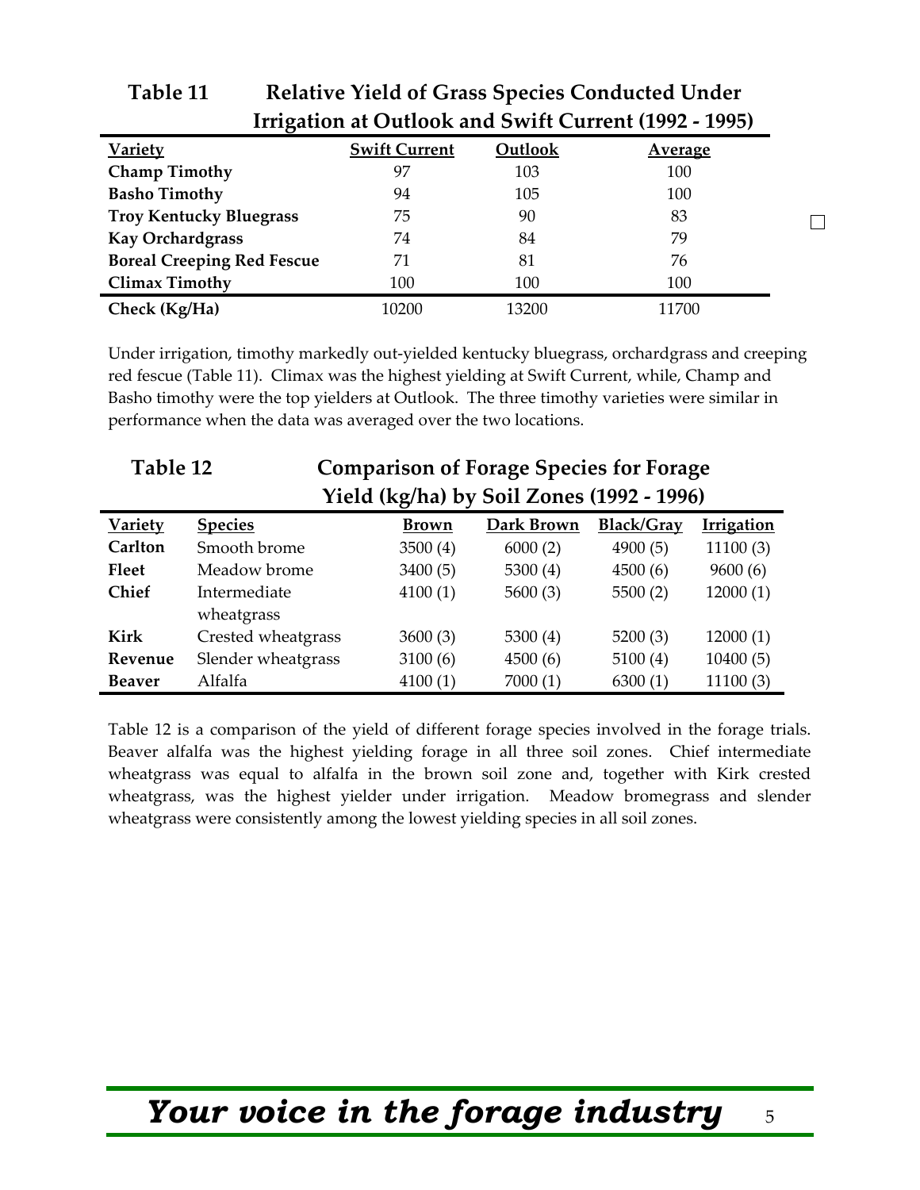**Table 11 Relative Yield of Grass Species Conducted Under Irrigation at Outlook and Swift Current (1992 - 1995)**

| Variety | Swift Current | Outlook | Average |
|---|---|---|---|
| **Champ Timothy** | 97 | 103 | 100 |
| **Basho Timothy** | 94 | 105 | 100 |
| **Troy Kentucky Bluegrass** | 75 | 90 | 83 |
| **Kay Orchardgrass** | 74 | 84 | 79 |
| **Boreal Creeping Red Fescue** | 71 | 81 | 76 |
| **Climax Timothy** | 100 | 100 | 100 |
| **Check (Kg/Ha)** | 10200 | 13200 | 11700 |

Under irrigation, timothy markedly out-yielded kentucky bluegrass, orchardgrass and creeping red fescue (Table 11). Climax was the highest yielding at Swift Current, while, Champ and Basho timothy were the top yielders at Outlook. The three timothy varieties were similar in performance when the data was averaged over the two locations.

**Table 12 Comparison of Forage Species for Forage Yield (kg/ha) by Soil Zones (1992 - 1996)**

| Variety | Species | Brown | Dark Brown | Black/Gray | Irrigation |
|---|---|---|---|---|---|
| **Carlton** | Smooth brome | 3500 (4) | 6000 (2) | 4900 (5) | 11100 (3) |
| **Fleet** | Meadow brome | 3400 (5) | 5300 (4) | 4500 (6) | 9600 (6) |
| **Chief** | Intermediate wheatgrass | 4100 (1) | 5600 (3) | 5500 (2) | 12000 (1) |
| **Kirk** | Crested wheatgrass | 3600 (3) | 5300 (4) | 5200 (3) | 12000 (1) |
| **Revenue** | Slender wheatgrass | 3100 (6) | 4500 (6) | 5100 (4) | 10400 (5) |
| **Beaver** | Alfalfa | 4100 (1) | 7000 (1) | 6300 (1) | 11100 (3) |

Table 12 is a comparison of the yield of different forage species involved in the forage trials. Beaver alfalfa was the highest yielding forage in all three soil zones. Chief intermediate wheatgrass was equal to alfalfa in the brown soil zone and, together with Kirk crested wheatgrass, was the highest yielder under irrigation. Meadow bromegrass and slender wheatgrass were consistently among the lowest yielding species in all soil zones.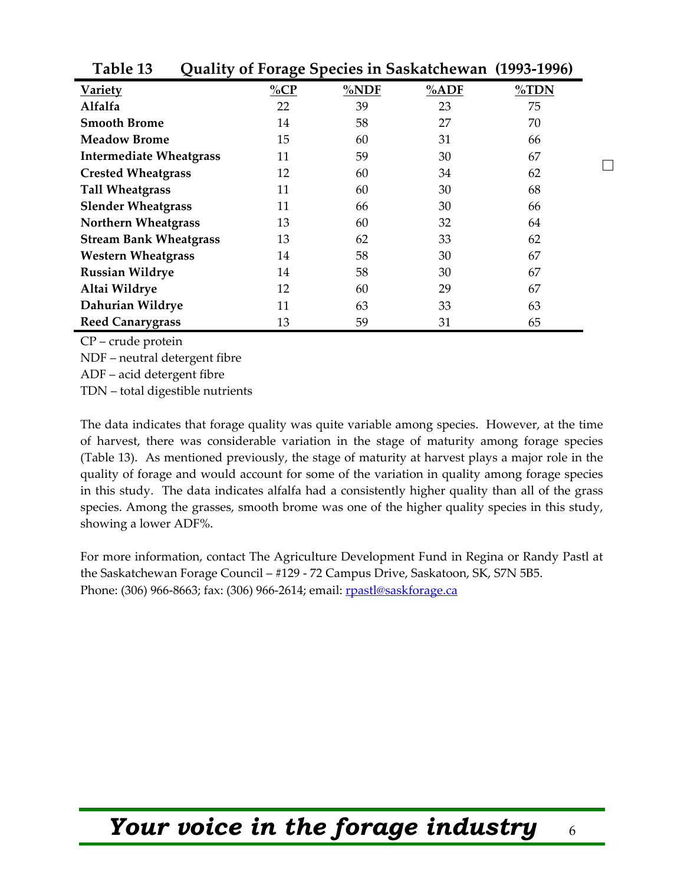**Table 13 Quality of Forage Species in Saskatchewan (1993-1996)**

| Variety | %CP | %NDF | %ADF | %TDN |
|---|---|---|---|---|
| **Alfalfa** | 22 | 39 | 23 | 75 |
| **Smooth Brome** | 14 | 58 | 27 | 70 |
| **Meadow Brome** | 15 | 60 | 31 | 66 |
| **Intermediate Wheatgrass** | 11 | 59 | 30 | 67 |
| **Crested Wheatgrass** | 12 | 60 | 34 | 62 |
| **Tall Wheatgrass** | 11 | 60 | 30 | 68 |
| **Slender Wheatgrass** | 11 | 66 | 30 | 66 |
| **Northern Wheatgrass** | 13 | 60 | 32 | 64 |
| **Stream Bank Wheatgrass** | 13 | 62 | 33 | 62 |
| **Western Wheatgrass** | 14 | 58 | 30 | 67 |
| **Russian Wildrye** | 14 | 58 | 30 | 67 |
| **Altai Wildrye** | 12 | 60 | 29 | 67 |
| **Dahurian Wildrye** | 11 | 63 | 33 | 63 |
| **Reed Canarygrass** | 13 | 59 | 31 | 65 |

CP – crude protein

NDF – neutral detergent fibre

ADF – acid detergent fibre

TDN – total digestible nutrients

The data indicates that forage quality was quite variable among species. However, at the time of harvest, there was considerable variation in the stage of maturity among forage species (Table 13). As mentioned previously, the stage of maturity at harvest plays a major role in the quality of forage and would account for some of the variation in quality among forage species in this study. The data indicates alfalfa had a consistently higher quality than all of the grass species. Among the grasses, smooth brome was one of the higher quality species in this study, showing a lower ADF%.

For more information, contact The Agriculture Development Fund in Regina or Randy Pastl at the Saskatchewan Forage Council – #129 - 72 Campus Drive, Saskatoon, SK, S7N 5B5. Phone: (306) 966-8663; fax: (306) 966-2614; email: rpastl@saskforage.ca